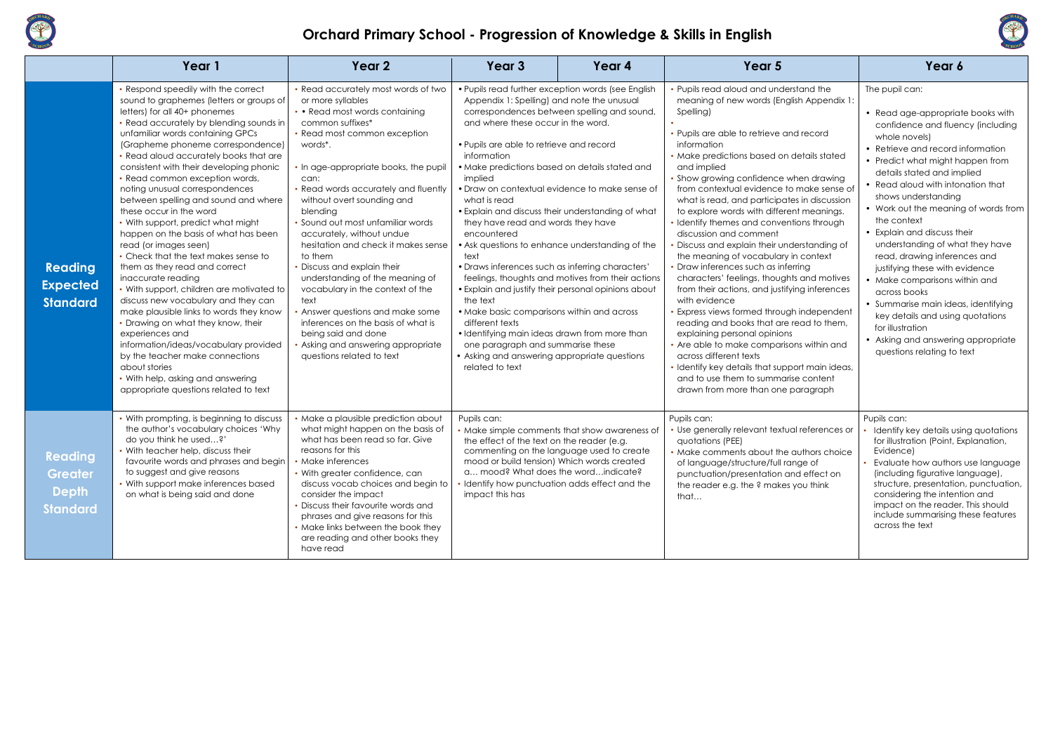# Orchard Primary School - Progression of Knowledge & Skills in English

| | Year 1 | Year 2 | Year 3 / Year 4 | Year 5 | Year 6 |
|---|---|---|---|---|---|
| **Reading Expected Standard** | • Respond speedily with the correct sound to graphemes (letters or groups of letters) for all 40+ phonemes<br>• Read accurately by blending sounds in unfamiliar words containing GPCs (Grapheme phoneme correspondence)<br>• Read aloud accurately books that are consistent with their developing phonic<br>• Read common exception words, noting unusual correspondences between spelling and sound and where these occur in the word<br>• With support, predict what might happen on the basis of what has been read (or images seen)<br>• Check that the text makes sense to them as they read and correct inaccurate reading<br>• With support, children are motivated to discuss new vocabulary and they can make plausible links to words they know<br>• Drawing on what they know, their experiences and information/ideas/vocabulary provided by the teacher make connections about stories<br>• With help, asking and answering appropriate questions related to text | • Read accurately most words of two or more syllables<br>• • Read most words containing common suffixes*<br>• Read most common exception words*.<br><br>• In age-appropriate books, the pupil can:<br>• Read words accurately and fluently without overt sounding and blending<br>• Sound out most unfamiliar words accurately, without undue hesitation and check it makes sense to them<br>• Discuss and explain their understanding of the meaning of vocabulary in the context of the text<br>• Answer questions and make some inferences on the basis of what is being said and done<br>• Asking and answering appropriate questions related to text | • Pupils read further exception words (see English Appendix 1: Spelling) and note the unusual correspondences between spelling and sound, and where these occur in the word.<br><br>• Pupils are able to retrieve and record information<br>• Make predictions based on details stated and implied<br>• Draw on contextual evidence to make sense of what is read<br>• Explain and discuss their understanding of what they have read and words they have encountered<br>• Ask questions to enhance understanding of the text<br>• Draws inferences such as inferring characters' feelings, thoughts and motives from their actions<br>• Explain and justify their personal opinions about the text<br>• Make basic comparisons within and across different texts<br>• Identifying main ideas drawn from more than one paragraph and summarise these<br>• Asking and answering appropriate questions related to text | • Pupils read aloud and understand the meaning of new words (English Appendix 1: Spelling)<br>•<br>• Pupils are able to retrieve and record information<br>• Make predictions based on details stated and implied<br>• Show growing confidence when drawing from contextual evidence to make sense of what is read, and participates in discussion to explore words with different meanings.<br>• Identify themes and conventions through discussion and comment<br>• Discuss and explain their understanding of the meaning of vocabulary in context<br>• Draw inferences such as inferring characters' feelings, thoughts and motives from their actions, and justifying inferences with evidence<br>• Express views formed through independent reading and books that are read to them, explaining personal opinions<br>• Are able to make comparisons within and across different texts<br>• Identify key details that support main ideas, and to use them to summarise content drawn from more than one paragraph | The pupil can:<br><br>• Read age-appropriate books with confidence and fluency (including whole novels)<br>• Retrieve and record information<br>• Predict what might happen from details stated and implied<br>• Read aloud with intonation that shows understanding<br>• Work out the meaning of words from the context<br>• Explain and discuss their understanding of what they have read, drawing inferences and justifying these with evidence<br>• Make comparisons within and across books<br>• Summarise main ideas, identifying key details and using quotations for illustration<br>• Asking and answering appropriate questions relating to text |
| **Reading Greater Depth Standard** | • With prompting, is beginning to discuss the author's vocabulary choices 'Why do you think he used…?'<br>• With teacher help, discuss their favourite words and phrases and begin to suggest and give reasons<br>• With support make inferences based on what is being said and done | • Make a plausible prediction about what might happen on the basis of what has been read so far. Give reasons for this<br>• Make inferences<br>• With greater confidence, can discuss vocab choices and begin to consider the impact<br>• Discuss their favourite words and phrases and give reasons for this<br>• Make links between the book they are reading and other books they have read | Pupils can:<br>• Make simple comments that show awareness of the effect of the text on the reader (e.g. commenting on the language used to create mood or build tension) Which words created a… mood? What does the word…indicate?<br>• Identify how punctuation adds effect and the impact this has | Pupils can:<br>• Use generally relevant textual references or quotations (PEE)<br>• Make comments about the authors choice of language/structure/full range of punctuation/presentation and effect on the reader e.g. the ? makes you think that… | Pupils can:<br>• Identify key details using quotations for illustration (Point, Explanation, Evidence)<br>• Evaluate how authors use language (including figurative language), structure, presentation, punctuation, considering the intention and impact on the reader. This should include summarising these features across the text |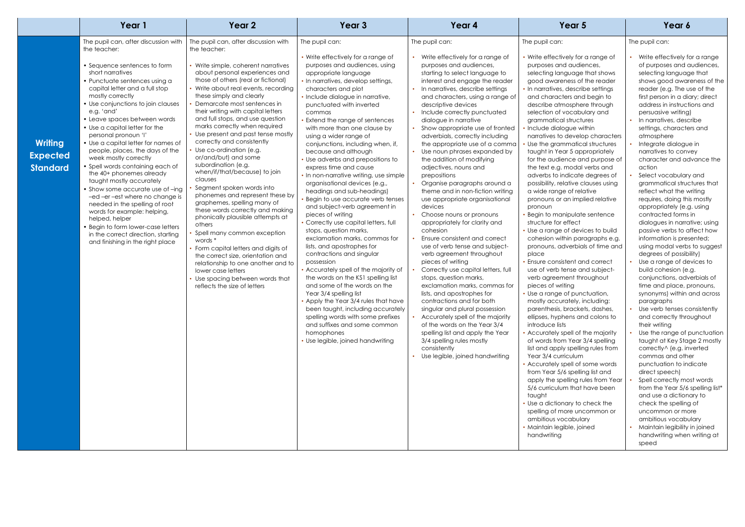| | Year 1 | Year 2 | Year 3 | Year 4 | Year 5 | Year 6 |
|---|---|---|---|---|---|---|
| **Writing Expected Standard** | The pupil can, after discussion with the teacher:<br><br>• Sequence sentences to form short narratives<br>• Punctuate sentences using a capital letter and a full stop mostly correctly<br>• Use conjunctions to join clauses e.g. 'and'<br>• Leave spaces between words<br>• Use a capital letter for the personal pronoun 'I'<br>• Use a capital letter for names of people, places, the days of the week mostly correctly<br>• Spell words containing each of the 40+ phonemes already taught mostly accurately<br>• Show some accurate use of –ing –ed –er –est where no change is needed in the spelling of root words for example: helping, helped, helper<br>• Begin to form lower-case letters in the correct direction, starting and finishing in the right place | The pupil can, after discussion with the teacher:<br><br>• Write simple, coherent narratives about personal experiences and those of others (real or fictional)<br>• Write about real events, recording these simply and clearly<br>• Demarcate most sentences in their writing with capital letters and full stops, and use question marks correctly when required<br>• Use present and past tense mostly correctly and consistently<br>• Use co-ordination (e.g. or/and/but) and some subordination (e.g. when/if/that/because) to join clauses<br>• Segment spoken words into phonemes and represent these by graphemes, spelling many of these words correctly and making phonically plausible attempts at others<br>• Spell many common exception words *<br>• Form capital letters and digits of the correct size, orientation and relationship to one another and to lower case letters<br>• Use spacing between words that reflects the size of letters | The pupil can:<br><br>• Write effectively for a range of purposes and audiences, using appropriate language<br>• In narratives, develop settings, characters and plot<br>• Include dialogue in narrative, punctuated with inverted commas<br>• Extend the range of sentences with more than one clause by using a wider range of conjunctions, including when, if, because and although<br>• Use adverbs and prepositions to express time and cause<br>• In non-narrative writing, use simple organisational devices (e.g., headings and sub-headings)<br>• Begin to use accurate verb tenses and subject-verb agreement in pieces of writing<br>• Correctly use capital letters, full stops, question marks, exclamation marks, commas for lists, and apostrophes for contractions and singular possession<br>• Accurately spell of the majority of the words on the KS1 spelling list and some of the words on the Year 3/4 spelling list<br>• Apply the Year 3/4 rules that have been taught, including accurately spelling words with some prefixes and suffixes and some common homophones<br>• Use legible, joined handwriting | The pupil can:<br><br>• Write effectively for a range of purposes and audiences, starting to select language to interest and engage the reader<br>• In narratives, describe settings and characters, using a range of descriptive devices<br>• Include correctly punctuated dialogue in narrative<br>• Show appropriate use of fronted adverbials, correctly including the appropriate use of a comma<br>• Use noun phrases expanded by the addition of modifying adjectives, nouns and prepositions<br>• Organise paragraphs around a theme and in non-fiction writing use appropriate organisational devices<br>• Choose nouns or pronouns appropriately for clarity and cohesion<br>• Ensure consistent and correct use of verb tense and subject-verb agreement throughout pieces of writing<br>• Correctly use capital letters, full stops, question marks, exclamation marks, commas for lists, and apostrophes for contractions and for both singular and plural possession<br>• Accurately spell of the majority of the words on the Year 3/4 spelling list and apply the Year 3/4 spelling rules mostly consistently<br>• Use legible, joined handwriting | The pupil can:<br><br>• Write effectively for a range of purposes and audiences, selecting language that shows good awareness of the reader<br>• In narratives, describe settings and characters and begin to describe atmosphere through selection of vocabulary and grammatical structures<br>• Include dialogue within narratives to develop characters<br>• Use the grammatical structures taught in Year 5 appropriately for the audience and purpose of the text e.g. modal verbs and adverbs to indicate degrees of possibility, relative clauses using a wide range of relative pronouns or an implied relative pronoun<br>• Begin to manipulate sentence structure for effect<br>• Use a range of devices to build cohesion within paragraphs e.g. pronouns, adverbials of time and place<br>• Ensure consistent and correct use of verb tense and subject-verb agreement throughout pieces of writing<br>• Use a range of punctuation, mostly accurately, including: parenthesis, brackets, dashes, ellipses, hyphens and colons to introduce lists<br>• Accurately spell of the majority of words from Year 3/4 spelling list and apply spelling rules from Year 3/4 curriculum<br>• Accurately spell of some words from Year 5/6 spelling list and apply the spelling rules from Year 5/6 curriculum that have been taught<br>• Use a dictionary to check the spelling of more uncommon or ambitious vocabulary<br>• Maintain legible, joined handwriting | The pupil can:<br><br>• Write effectively for a range of purposes and audiences, selecting language that shows good awareness of the reader (e.g. The use of the first person in a diary; direct address in instructions and persuasive writing)<br>• In narratives, describe settings, characters and atmosphere<br>• Integrate dialogue in narratives to convey character and advance the action<br>• Select vocabulary and grammatical structures that reflect what the writing requires, doing this mostly appropriately (e.g. using contracted forms in dialogues in narrative; using passive verbs to affect how information is presented; using modal verbs to suggest degrees of possibility)<br>• Use a range of devices to build cohesion (e.g. conjunctions, adverbials of time and place, pronouns, synonyms) within and across paragraphs<br>• Use verb tenses consistently and correctly throughout their writing<br>• Use the range of punctuation taught at Key Stage 2 mostly correctly^ (e.g. inverted commas and other punctuation to indicate direct speech)<br>• Spell correctly most words from the Year 5/6 spelling list* and use a dictionary to check the spelling of uncommon or more ambitious vocabulary<br>• Maintain legibility in joined handwriting when writing at speed |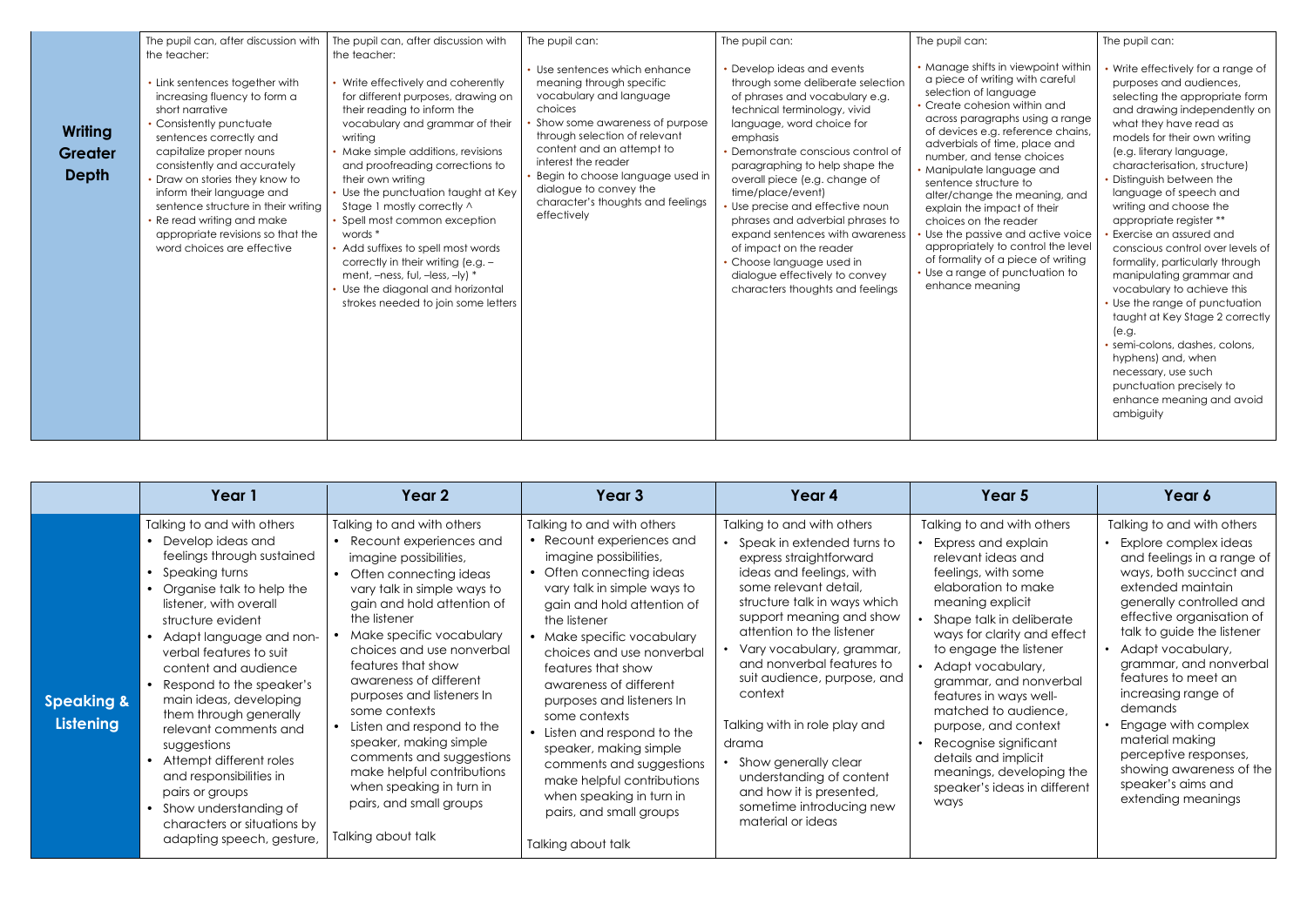| | | | | | | |
|---|---|---|---|---|---|---|
| **Writing Greater Depth** | The pupil can, after discussion with the teacher:<br>• Link sentences together with increasing fluency to form a short narrative<br>• Consistently punctuate sentences correctly and capitalize proper nouns consistently and accurately<br>• Draw on stories they know to inform their language and sentence structure in their writing<br>• Re read writing and make appropriate revisions so that the word choices are effective | The pupil can, after discussion with the teacher:<br>• Write effectively and coherently for different purposes, drawing on their reading to inform the vocabulary and grammar of their writing<br>• Make simple additions, revisions and proofreading corrections to their own writing<br>• Use the punctuation taught at Key Stage 1 mostly correctly ^<br>• Spell most common exception words *<br>• Add suffixes to spell most words correctly in their writing (e.g. –ment, –ness, ful, –less, –ly) *<br>• Use the diagonal and horizontal strokes needed to join some letters | The pupil can:<br>• Use sentences which enhance meaning through specific vocabulary and language choices<br>• Show some awareness of purpose through selection of relevant content and an attempt to interest the reader<br>• Begin to choose language used in dialogue to convey the character's thoughts and feelings effectively | The pupil can:<br>• Develop ideas and events through some deliberate selection of phrases and vocabulary e.g. technical terminology, vivid language, word choice for emphasis<br>• Demonstrate conscious control of paragraphing to help shape the overall piece (e.g. change of time/place/event)<br>• Use precise and effective noun phrases and adverbial phrases to expand sentences with awareness of impact on the reader<br>• Choose language used in dialogue effectively to convey characters thoughts and feelings | The pupil can:<br>• Manage shifts in viewpoint within a piece of writing with careful selection of language<br>• Create cohesion within and across paragraphs using a range of devices e.g. reference chains, adverbials of time, place and number, and tense choices<br>• Manipulate language and sentence structure to alter/change the meaning, and explain the impact of their choices on the reader<br>• Use the passive and active voice appropriately to control the level of formality of a piece of writing<br>• Use a range of punctuation to enhance meaning | The pupil can:<br>• Write effectively for a range of purposes and audiences, selecting the appropriate form and drawing independently on what they have read as models for their own writing (e.g. literary language, characterisation, structure)<br>• Distinguish between the language of speech and writing and choose the appropriate register **<br>• Exercise an assured and conscious control over levels of formality, particularly through manipulating grammar and vocabulary to achieve this<br>• Use the range of punctuation taught at Key Stage 2 correctly (e.g.<br>• semi-colons, dashes, colons, hyphens) and, when necessary, use such punctuation precisely to enhance meaning and avoid ambiguity |

| | Year 1 | Year 2 | Year 3 | Year 4 | Year 5 | Year 6 |
|---|---|---|---|---|---|---|
| **Speaking & Listening** | Talking to and with others<br>• Develop ideas and feelings through sustained<br>• Speaking turns<br>• Organise talk to help the listener, with overall structure evident<br>• Adapt language and non-verbal features to suit content and audience<br>• Respond to the speaker's main ideas, developing them through generally relevant comments and suggestions<br>• Attempt different roles and responsibilities in pairs or groups<br>• Show understanding of characters or situations by adapting speech, gesture, | Talking to and with others<br>• Recount experiences and imagine possibilities,<br>• Often connecting ideas vary talk in simple ways to gain and hold attention of the listener<br>• Make specific vocabulary choices and use nonverbal features that show awareness of different purposes and listeners In some contexts<br>• Listen and respond to the speaker, making simple comments and suggestions make helpful contributions when speaking in turn in pairs, and small groups<br><br>Talking about talk | Talking to and with others<br>• Recount experiences and imagine possibilities,<br>• Often connecting ideas vary talk in simple ways to gain and hold attention of the listener<br>• Make specific vocabulary choices and use nonverbal features that show awareness of different purposes and listeners In some contexts<br>• Listen and respond to the speaker, making simple comments and suggestions make helpful contributions when speaking in turn in pairs, and small groups<br><br>Talking about talk | Talking to and with others<br>• Speak in extended turns to express straightforward ideas and feelings, with some relevant detail, structure talk in ways which support meaning and show attention to the listener<br>• Vary vocabulary, grammar, and nonverbal features to suit audience, purpose, and context<br><br>Talking with in role play and drama<br>• Show generally clear understanding of content and how it is presented, sometime introducing new material or ideas | Talking to and with others<br>• Express and explain relevant ideas and feelings, with some elaboration to make meaning explicit<br>• Shape talk in deliberate ways for clarity and effect to engage the listener<br>• Adapt vocabulary, grammar, and nonverbal features in ways well-matched to audience, purpose, and context<br>• Recognise significant details and implicit meanings, developing the speaker's ideas in different ways | Talking to and with others<br>• Explore complex ideas and feelings in a range of ways, both succinct and extended maintain generally controlled and effective organisation of talk to guide the listener<br>• Adapt vocabulary, grammar, and nonverbal features to meet an increasing range of demands<br>• Engage with complex material making perceptive responses, showing awareness of the speaker's aims and extending meanings |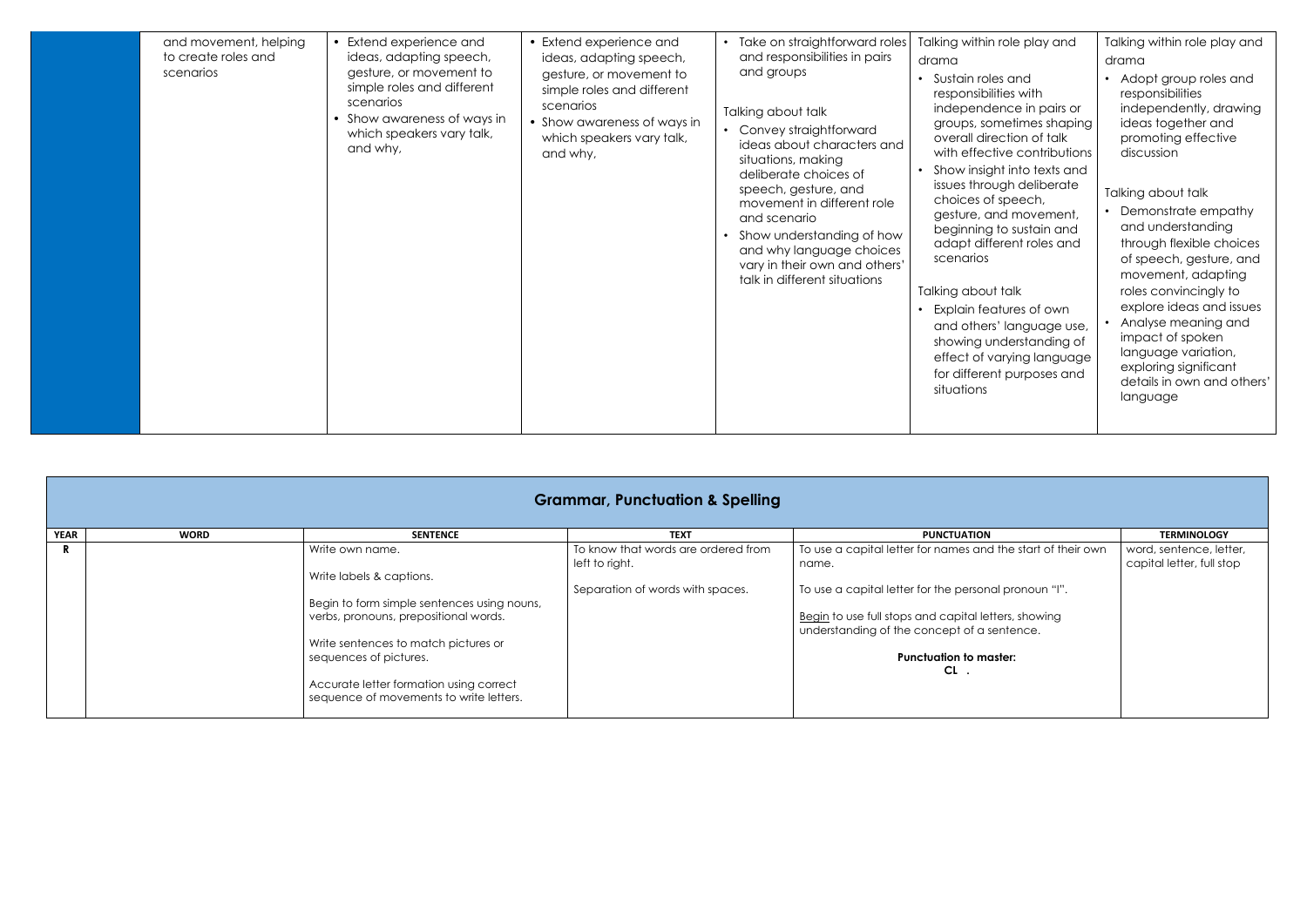| | | | | | | |
|---|---|---|---|---|---|---|
| | and movement, helping to create roles and scenarios | • Extend experience and ideas, adapting speech, gesture, or movement to simple roles and different scenarios<br>• Show awareness of ways in which speakers vary talk, and why, | • Extend experience and ideas, adapting speech, gesture, or movement to simple roles and different scenarios<br>• Show awareness of ways in which speakers vary talk, and why, | • Take on straightforward roles and responsibilities in pairs and groups<br><br>Talking about talk<br>• Convey straightforward ideas about characters and situations, making deliberate choices of speech, gesture, and movement in different role and scenario<br>• Show understanding of how and why language choices vary in their own and others' talk in different situations | Talking within role play and drama<br>• Sustain roles and responsibilities with independence in pairs or groups, sometimes shaping overall direction of talk with effective contributions<br>• Show insight into texts and issues through deliberate choices of speech, gesture, and movement, beginning to sustain and adapt different roles and scenarios<br><br>Talking about talk<br>• Explain features of own and others' language use, showing understanding of effect of varying language for different purposes and situations | Talking within role play and drama<br>• Adopt group roles and responsibilities independently, drawing ideas together and promoting effective discussion<br><br>Talking about talk<br>• Demonstrate empathy and understanding through flexible choices of speech, gesture, and movement, adapting roles convincingly to explore ideas and issues<br>• Analyse meaning and impact of spoken language variation, exploring significant details in own and others' language |

## Grammar, Punctuation & Spelling

| YEAR | WORD | SENTENCE | TEXT | PUNCTUATION | TERMINOLOGY |
|---|---|---|---|---|---|
| R | | Write own name.<br><br>Write labels & captions.<br><br>Begin to form simple sentences using nouns, verbs, pronouns, prepositional words.<br><br>Write sentences to match pictures or sequences of pictures.<br><br>Accurate letter formation using correct sequence of movements to write letters. | To know that words are ordered from left to right.<br><br>Separation of words with spaces. | To use a capital letter for names and the start of their own name.<br><br>To use a capital letter for the personal pronoun "I".<br><br>Begin to use full stops and capital letters, showing understanding of the concept of a sentence.<br><br>**Punctuation to master:**<br>**CL .** | word, sentence, letter, capital letter, full stop |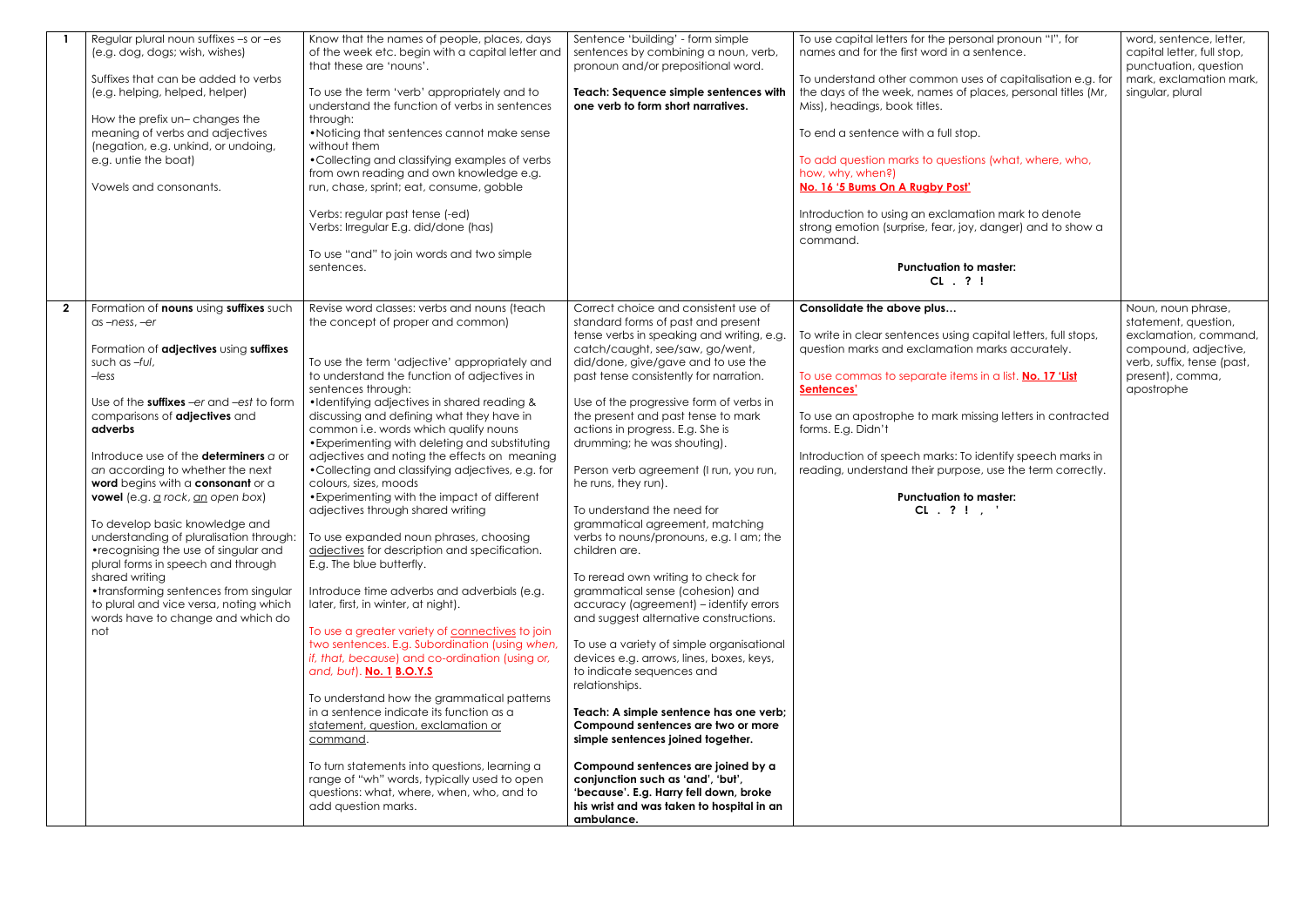| | | | | | |
|---|---|---|---|---|---|
| **1** | Regular plural noun suffixes –s or –es (e.g. dog, dogs; wish, wishes)<br><br>Suffixes that can be added to verbs (e.g. helping, helped, helper)<br><br>How the prefix un– changes the meaning of verbs and adjectives (negation, e.g. unkind, or undoing, e.g. untie the boat)<br><br>Vowels and consonants. | Know that the names of people, places, days of the week etc. begin with a capital letter and that these are 'nouns'.<br><br>To use the term 'verb' appropriately and to understand the function of verbs in sentences through:<br>•Noticing that sentences cannot make sense without them<br>•Collecting and classifying examples of verbs from own reading and own knowledge e.g. run, chase, sprint; eat, consume, gobble<br><br>Verbs: regular past tense (-ed)<br>Verbs: Irregular E.g. did/done (has)<br><br>To use "and" to join words and two simple sentences. | Sentence 'building' - form simple sentences by combining a noun, verb, pronoun and/or prepositional word.<br><br>**Teach: Sequence simple sentences with one verb to form short narratives.** | To use capital letters for the personal pronoun "I", for names and for the first word in a sentence.<br><br>To understand other common uses of capitalisation e.g. for the days of the week, names of places, personal titles (Mr, Miss), headings, book titles.<br><br>To end a sentence with a full stop.<br><br>To add question marks to questions (what, where, who, how, why, when?)<br>**No. 16 '5 Bums On A Rugby Post'**<br><br>Introduction to using an exclamation mark to denote strong emotion (surprise, fear, joy, danger) and to show a command.<br><br>**Punctuation to master:**<br>**CL . ? !** | word, sentence, letter, capital letter, full stop, punctuation, question mark, exclamation mark, singular, plural |
| **2** | Formation of **nouns** using **suffixes** such as –*ness*, –*er*<br><br>Formation of **adjectives** using **suffixes** such as –*ful*, –*less*<br><br>Use of the **suffixes** –*er* and –*est* to form comparisons of **adjectives** and **adverbs**<br><br>Introduce use of the **determiners** *a* or *an* according to whether the next **word** begins with a **consonant** or a **vowel** (e.g. *a rock*, *an open box*)<br><br>To develop basic knowledge and understanding of pluralisation through:<br>•recognising the use of singular and plural forms in speech and through shared writing<br>•transforming sentences from singular to plural and vice versa, noting which words have to change and which do not | Revise word classes: verbs and nouns (teach the concept of proper and common)<br><br>To use the term 'adjective' appropriately and to understand the function of adjectives in sentences through:<br>•Identifying adjectives in shared reading & discussing and defining what they have in common i.e. words which qualify nouns<br>•Experimenting with deleting and substituting adjectives and noting the effects on meaning<br>•Collecting and classifying adjectives, e.g. for colours, sizes, moods<br>•Experimenting with the impact of different adjectives through shared writing<br><br>To use expanded noun phrases, choosing adjectives for description and specification. E.g. The blue butterfly.<br><br>Introduce time adverbs and adverbials (e.g. later, first, in winter, at night).<br><br>To use a greater variety of connectives to join two sentences. E.g. Subordination (using *when, if, that, because*) and co-ordination (using *or, and, but*). **No. 1 B.O.Y.S**<br><br>To understand how the grammatical patterns in a sentence indicate its function as a statement, question, exclamation or command.<br><br>To turn statements into questions, learning a range of "wh" words, typically used to open questions: what, where, when, who, and to add question marks. | Correct choice and consistent use of standard forms of past and present tense verbs in speaking and writing, e.g. catch/caught, see/saw, go/went, did/done, give/gave and to use the past tense consistently for narration.<br><br>Use of the progressive form of verbs in the present and past tense to mark actions in progress. E.g. She is drumming; he was shouting).<br><br>Person verb agreement (I run, you run, he runs, they run).<br><br>To understand the need for grammatical agreement, matching verbs to nouns/pronouns, e.g. I am; the children are.<br><br>To reread own writing to check for grammatical sense (cohesion) and accuracy (agreement) – identify errors and suggest alternative constructions.<br><br>To use a variety of simple organisational devices e.g. arrows, lines, boxes, keys, to indicate sequences and relationships.<br><br>**Teach: A simple sentence has one verb; Compound sentences are two or more simple sentences joined together.**<br><br>**Compound sentences are joined by a conjunction such as 'and', 'but', 'because'. E.g. Harry fell down, broke his wrist and was taken to hospital in an ambulance.** | **Consolidate the above plus…**<br><br>To write in clear sentences using capital letters, full stops, question marks and exclamation marks accurately.<br><br>To use commas to separate items in a list. **No. 17 'List Sentences'**<br><br>To use an apostrophe to mark missing letters in contracted forms. E.g. Didn't<br><br>Introduction of speech marks: To identify speech marks in reading, understand their purpose, use the term correctly.<br><br>**Punctuation to master:**<br>**CL . ? ! , '** | Noun, noun phrase, statement, question, exclamation, command, compound, adjective, verb, suffix, tense (past, present), comma, apostrophe |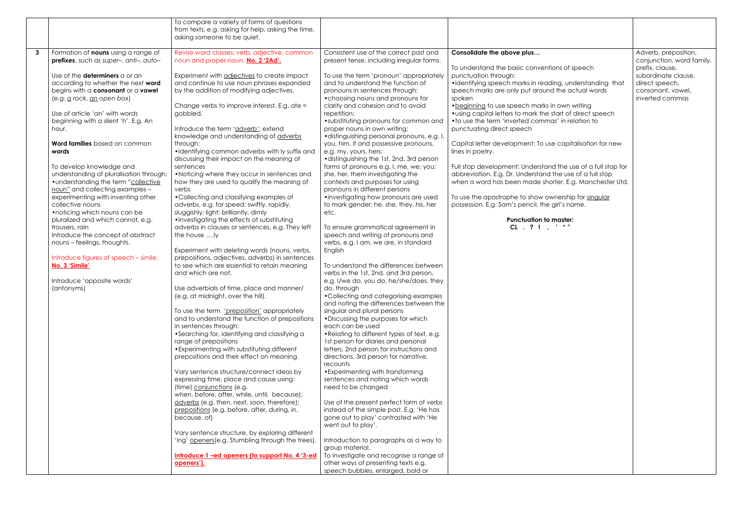| | | | | | |
|---|---|---|---|---|---|
| | | To compare a variety of forms of questions from texts, e.g. asking for help, asking the time, asking someone to be quiet. | | | |
| **3** | Formation of **nouns** using a range of **prefixes**, such as *super–*, *anti–*, *auto–*<br><br>Use of the **determiners** *a* or *an* according to whether the next **word** begins with a **consonant** or a **vowel** (e.g. *a rock*, *an open box*)<br><br>Use of article 'an' with words beginning with a silent 'h'. E.g. An hour.<br><br>**Word families** based on common **words**<br><br>To develop knowledge and understanding of pluralisation through:<br>•understanding the term "collective noun" and collecting examples – experimenting with inventing other collective nouns<br>•noticing which nouns can be pluralized and which cannot, e.g. trousers, rain<br>Introduce the concept of abstract nouns – feelings, thoughts.<br><br>Introduce figures of speech – simile. **No. 3 'Simile'**<br><br>Introduce 'opposite words' (antonyms) | Revise word classes: verb, adjective, common noun and proper noun. **No. 2 '2Ad'.**<br><br>Experiment with adjectives to create impact and continue to use noun phrases expanded by the addition of modifying adjectives.<br><br>Change verbs to improve interest. E.g. ate = gobbled.<br><br>Introduce the term 'adverb'; extend knowledge and understanding of adverbs through:<br>•Identifying common adverbs with ly suffix and discussing their impact on the meaning of sentences<br>•Noticing where they occur in sentences and how they are used to qualify the meaning of verbs<br>•Collecting and classifying examples of adverbs, e.g. for speed: swiftly, rapidly, sluggishly; light: brilliantly, dimly<br>•Investigating the effects of substituting adverbs in clauses or sentences, e.g. They left the house ….ly<br><br>Experiment with deleting words (nouns, verbs, prepositions, adjectives, adverbs) in sentences to see which are essential to retain meaning and which are not.<br><br>Use adverbials of time, place and manner/ (e.g. at midnight, over the hill).<br><br>To use the term 'preposition' appropriately and to understand the function of prepositions in sentences through:<br>•Searching for, identifying and classifying a range of prepositions<br>•Experimenting with substituting different prepositions and their effect on meaning.<br><br>Vary sentence structure/connect ideas by expressing time, place and cause using: (time) conjunctions (e.g. when, before, after, while, until, because); adverbs (e.g. then, next, soon, therefore); prepositions (e.g. before, after, during, in, because, of)<br><br>Vary sentence structure, by exploring different 'ing' openers(e.g. Stumbling through the trees).<br><br>**Introduce 1 –ed openers (to support No. 4 '3-ed openers').** | Consistent use of the correct past and present tense, including irregular forms.<br><br>To use the term 'pronoun' appropriately and to understand the function of pronouns in sentences through:<br>•choosing nouns and pronouns for clarity and cohesion and to avoid repetition;<br>•substituting pronouns for common and proper nouns in own writing;<br>•distinguishing personal pronouns, e.g. I, you, him, it and possessive pronouns, e.g. my, yours, hers;<br>•distinguishing the 1st, 2nd, 3rd person forms of pronouns e.g. I, me, we; you; she, her, them investigating the contexts and purposes for using pronouns in different persons<br>•investigating how pronouns are used to mark gender: he, she, they, his, her etc.<br><br>To ensure grammatical agreement in speech and writing of pronouns and verbs, e.g. I am, we are, in standard English<br><br>To understand the differences between verbs in the 1st, 2nd, and 3rd person, e.g. I/we do, you do, he/she/does, they do, through<br>•Collecting and categorising examples and noting the differences between the singular and plural persons<br>•Discussing the purposes for which each can be used<br>•Relating to different types of text, e.g. 1st person for diaries and personal letters, 2nd person for instructions and directions, 3rd person for narrative, recounts<br>•Experimenting with transforming sentences and noting which words need to be changed<br><br>Use of the present perfect form of verbs instead of the simple past. E.g. 'He has gone out to play' contrasted with 'He went out to play'.<br><br>Introduction to paragraphs as a way to group material.<br>To investigate and recognise a range of other ways of presenting texts e.g. speech bubbles, enlarged, bold or | **Consolidate the above plus…**<br><br>To understand the basic conventions of speech punctuation through:<br>•identifying speech marks in reading, understanding that speech marks are only put around the actual words spoken<br>•beginning to use speech marks in own writing<br>•using capital letters to mark the start of direct speech<br>•to use the term 'inverted commas' in relation to punctuating direct speech<br><br>Capital letter development: To use capitalisation for new lines in poetry.<br><br>Full stop development: Understand the use of a full stop for abbreviation. E.g. Dr. Understand the use of a full stop when a word has been made shorter. E.g. Manchester Utd.<br><br>To use the apostrophe to show ownership for singular possession. E.g. Sam's pencil, the girl's name.<br><br>**Punctuation to master:**<br>**CL . ? ! , ' " "** | Adverb, preposition, conjunction, word family, prefix, clause, subordinate clause, direct speech, consonant, vowel, inverted commas |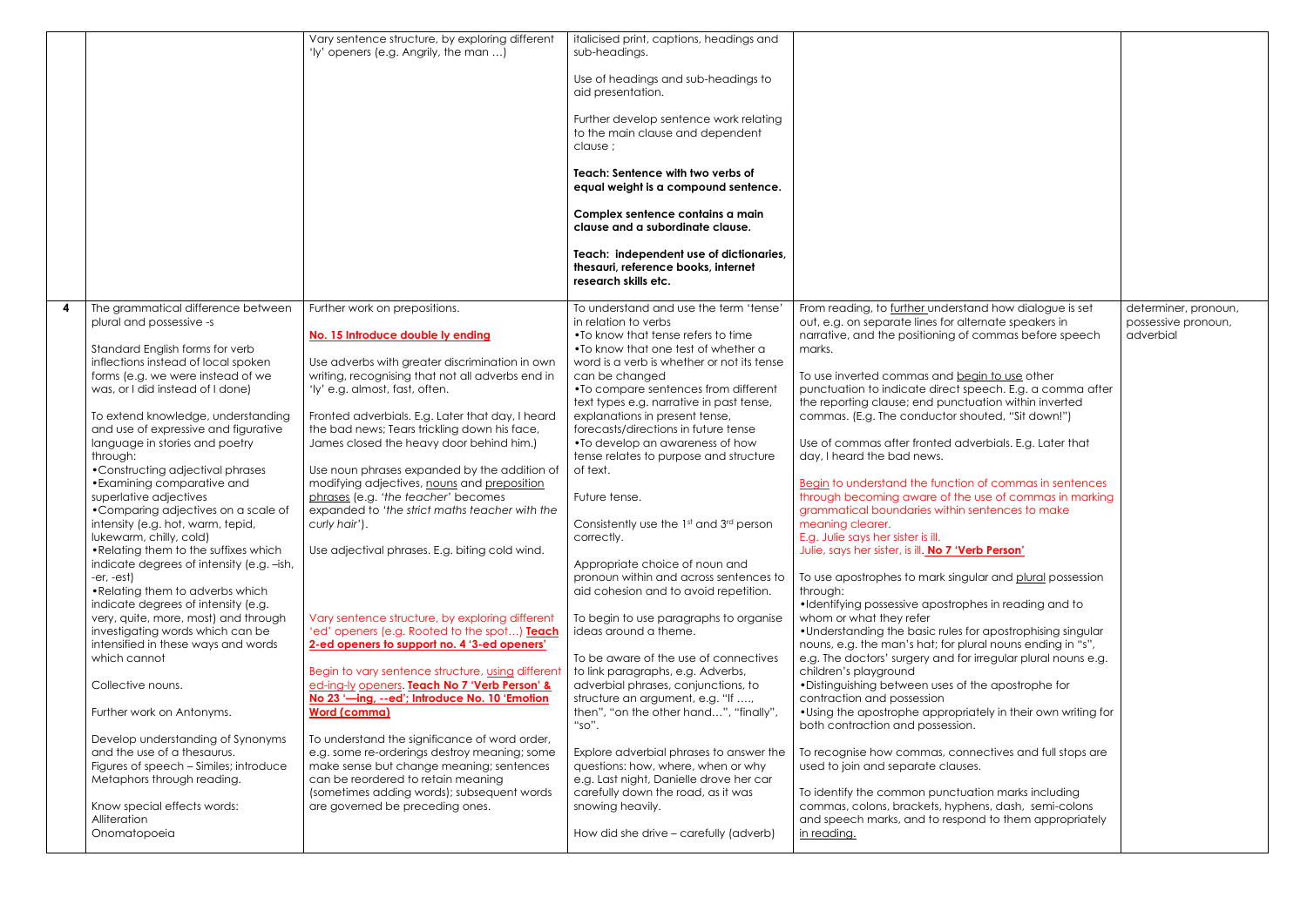| | | | | | |
|---|---|---|---|---|---|
| | | Vary sentence structure, by exploring different 'ly' openers (e.g. Angrily, the man …) | italicised print, captions, headings and sub-headings.<br><br>Use of headings and sub-headings to aid presentation.<br><br>Further develop sentence work relating to the main clause and dependent clause ;<br><br>**Teach: Sentence with two verbs of equal weight is a compound sentence.**<br><br>**Complex sentence contains a main clause and a subordinate clause.**<br><br>**Teach: independent use of dictionaries, thesauri, reference books, internet research skills etc.** | | |
| **4** | The grammatical difference between plural and possessive -s<br><br>Standard English forms for verb inflections instead of local spoken forms (e.g. we were instead of we was, or I did instead of I done)<br><br>To extend knowledge, understanding and use of expressive and figurative language in stories and poetry through:<br>•Constructing adjectival phrases<br>•Examining comparative and superlative adjectives<br>•Comparing adjectives on a scale of intensity (e.g. hot, warm, tepid, lukewarm, chilly, cold)<br>•Relating them to the suffixes which indicate degrees of intensity (e.g. –ish, -er, -est)<br>•Relating them to adverbs which indicate degrees of intensity (e.g. very, quite, more, most) and through investigating words which can be intensified in these ways and words which cannot<br><br>Collective nouns.<br><br>Further work on Antonyms.<br><br>Develop understanding of Synonyms and the use of a thesaurus.<br>Figures of speech – Similes; introduce Metaphors through reading.<br><br>Know special effects words:<br>Alliteration<br>Onomatopoeia | Further work on prepositions.<br><br>**No. 15 Introduce double ly ending**<br><br>Use adverbs with greater discrimination in own writing, recognising that not all adverbs end in 'ly' e.g. almost, fast, often.<br><br>Fronted adverbials. E.g. Later that day, I heard the bad news; Tears trickling down his face, James closed the heavy door behind him.)<br><br>Use noun phrases expanded by the addition of modifying adjectives, nouns and preposition phrases (e.g. *'the teacher'* becomes expanded to *'the strict maths teacher with the curly hair'*).<br><br>Use adjectival phrases. E.g. biting cold wind.<br><br>Vary sentence structure, by exploring different 'ed' openers (e.g. Rooted to the spot…) **Teach 2-ed openers to support no. 4 '3-ed openers'**<br><br>Begin to vary sentence structure, using different ed-ing-ly openers. **Teach No 7 'Verb Person' & No 23 '—ing, --ed'; Introduce No. 10 'Emotion Word (comma)**<br><br>To understand the significance of word order, e.g. some re-orderings destroy meaning; some make sense but change meaning; sentences can be reordered to retain meaning (sometimes adding words); subsequent words are governed be preceding ones. | To understand and use the term 'tense' in relation to verbs<br>•To know that tense refers to time<br>•To know that one test of whether a word is a verb is whether or not its tense can be changed<br>•To compare sentences from different text types e.g. narrative in past tense, explanations in present tense, forecasts/directions in future tense<br>•To develop an awareness of how tense relates to purpose and structure of text.<br><br>Future tense.<br><br>Consistently use the 1st and 3rd person correctly.<br><br>Appropriate choice of noun and pronoun within and across sentences to aid cohesion and to avoid repetition.<br><br>To begin to use paragraphs to organise ideas around a theme.<br><br>To be aware of the use of connectives to link paragraphs, e.g. Adverbs, adverbial phrases, conjunctions, to structure an argument, e.g. "If …., then", "on the other hand…", "finally", "so".<br><br>Explore adverbial phrases to answer the questions: how, where, when or why e.g. Last night, Danielle drove her car carefully down the road, as it was snowing heavily.<br><br>How did she drive – carefully (adverb) | From reading, to further understand how dialogue is set out, e.g. on separate lines for alternate speakers in narrative, and the positioning of commas before speech marks.<br><br>To use inverted commas and begin to use other punctuation to indicate direct speech. E.g. a comma after the reporting clause; end punctuation within inverted commas. (E.g. The conductor shouted, "Sit down!")<br><br>Use of commas after fronted adverbials. E.g. Later that day, I heard the bad news.<br><br>Begin to understand the function of commas in sentences through becoming aware of the use of commas in marking grammatical boundaries within sentences to make meaning clearer.<br>E.g. Julie says her sister is ill.<br>Julie, says her sister, is ill. **No 7 'Verb Person'**<br><br>To use apostrophes to mark singular and plural possession through:<br>•Identifying possessive apostrophes in reading and to whom or what they refer<br>•Understanding the basic rules for apostrophising singular nouns, e.g. the man's hat; for plural nouns ending in "s", e.g. The doctors' surgery and for irregular plural nouns e.g. children's playground<br>•Distinguishing between uses of the apostrophe for contraction and possession<br>•Using the apostrophe appropriately in their own writing for both contraction and possession.<br><br>To recognise how commas, connectives and full stops are used to join and separate clauses.<br><br>To identify the common punctuation marks including commas, colons, brackets, hyphens, dash, semi-colons and speech marks, and to respond to them appropriately in reading. | determiner, pronoun, possessive pronoun, adverbial |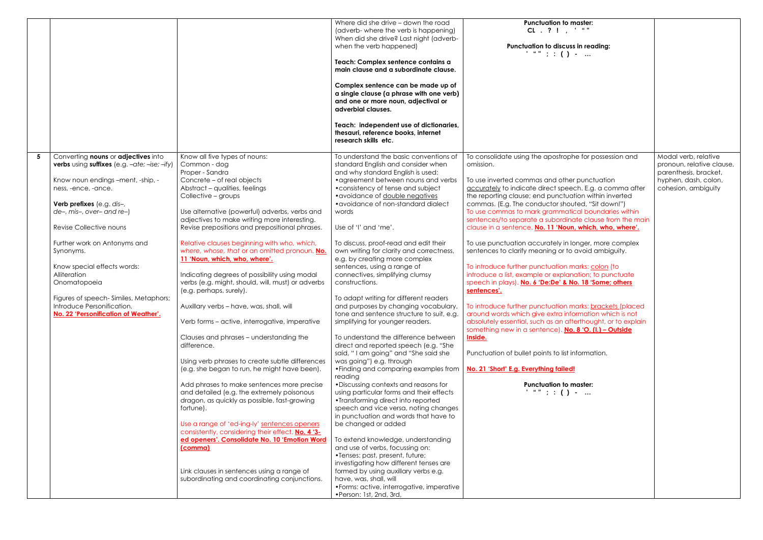| | | | | | |
|---|---|---|---|---|---|
| | | | Where did she drive – down the road (adverb- where the verb is happening) When did she drive? Last night (adverb- when the verb happened)<br><br>**Teach: Complex sentence contains a main clause and a subordinate clause.**<br><br>**Complex sentence can be made up of a single clause (a phrase with one verb) and one or more noun, adjectival or adverbial clauses.**<br><br>**Teach: independent use of dictionaries, thesauri, reference books, internet research skills etc.** | **Punctuation to master:**<br>**CL . ? ! , ' " "**<br><br>**Punctuation to discuss in reading:**<br>**' " " ; : ( ) - …** | |
| **5** | Converting **nouns** or **adjectives** into **verbs** using **suffixes** (e.g. *–ate; –ise; –ify*)<br><br>Know noun endings –ment, -ship, -ness, -ence, -ance.<br><br>**Verb prefixes** (e.g. *dis–, de–, mis–, over– and re–*)<br><br>Revise Collective nouns<br><br>Further work on Antonyms and Synonyms.<br><br>Know special effects words:<br>Alliteration<br>Onomatopoeia<br><br>Figures of speech- Similes, Metaphors; Introduce Personification.<br>**No. 22 'Personification of Weather'.** | Know all five types of nouns:<br>Common - dog<br>Proper - Sandra<br>Concrete – of real objects<br>Abstract – qualities, feelings<br>Collective – groups<br><br>Use alternative (powerful) adverbs, verbs and adjectives to make writing more interesting.<br>Revise prepositions and prepositional phrases.<br><br>Relative clauses beginning with *who, which, where, whose, that* or an omitted pronoun. **No. 11 'Noun, which, who, where'.**<br><br>Indicating degrees of possibility using modal verbs (e.g. might, should, will, must) or adverbs (e.g. perhaps, surely).<br><br>Auxillary verbs – have, was, shall, will<br><br>Verb forms – active, interrogative, imperative<br><br>Clauses and phrases – understanding the difference.<br><br>Using verb phrases to create subtle differences (e.g. she began to run, he might have been).<br><br>Add phrases to make sentences more precise and detailed (e.g. the extremely poisonous dragon, as quickly as possible, fast-growing fortune).<br><br>Use a range of 'ed-ing-ly' sentences openers consistently, considering their effect. **No. 4 '3-ed openers'. Consolidate No. 10 'Emotion Word (comma)**<br><br>Link clauses in sentences using a range of subordinating and coordinating conjunctions. | To understand the basic conventions of standard English and consider when and why standard English is used:<br>•agreement between nouns and verbs<br>•consistency of tense and subject<br>•avoidance of double negatives<br>•avoidance of non-standard dialect words<br><br>Use of 'I' and 'me'.<br><br>To discuss, proof-read and edit their own writing for clarity and correctness, e.g. by creating more complex sentences, using a range of connectives, simplifying clumsy constructions.<br><br>To adapt writing for different readers and purposes by changing vocabulary, tone and sentence structure to suit, e.g. simplifying for younger readers.<br><br>To understand the difference between direct and reported speech (e.g. "She said, " I am going" and "She said she was going") e.g. through<br>•Finding and comparing examples from reading<br>•Discussing contexts and reasons for using particular forms and their effects<br>•Transforming direct into reported speech and vice versa, noting changes in punctuation and words that have to be changed or added<br><br>To extend knowledge, understanding and use of verbs, focussing on:<br>•Tenses: past, present, future; investigating how different tenses are formed by using auxillary verbs e.g. have, was, shall, will<br>•Forms: active, interrogative, imperative<br>•Person: 1st, 2nd, 3rd, | To consolidate using the apostrophe for possession and omission.<br><br>To use inverted commas and other punctuation accurately to indicate direct speech. E.g. a comma after the reporting clause; end punctuation within inverted commas. (E.g. The conductor shouted, "Sit down!")<br>To use commas to mark grammatical boundaries within sentences/to separate a subordinate clause from the main clause in a sentence. **No. 11 'Noun, which, who, where'.**<br><br>To use punctuation accurately in longer, more complex sentences to clarify meaning or to avoid ambiguity.<br><br>To introduce further punctuation marks: colon (to introduce a list, example or explanation; to punctuate speech in plays). **No. 6 'De:De' & No. 18 'Some; others sentences'.**<br><br>To introduce further punctuation marks: brackets (placed around words which give extra information which is not absolutely essential, such as an afterthought, or to explain something new in a sentence). **No. 8 'O. (I.) – Outside Inside.**<br><br>Punctuation of bullet points to list information.<br><br>**No. 21 'Short' E.g. Everything failed!**<br><br>**Punctuation to master:**<br>**' " " ; : ( ) - …** | Modal verb, relative pronoun, relative clause, parenthesis, bracket, hyphen, dash, colon, cohesion, ambiguity |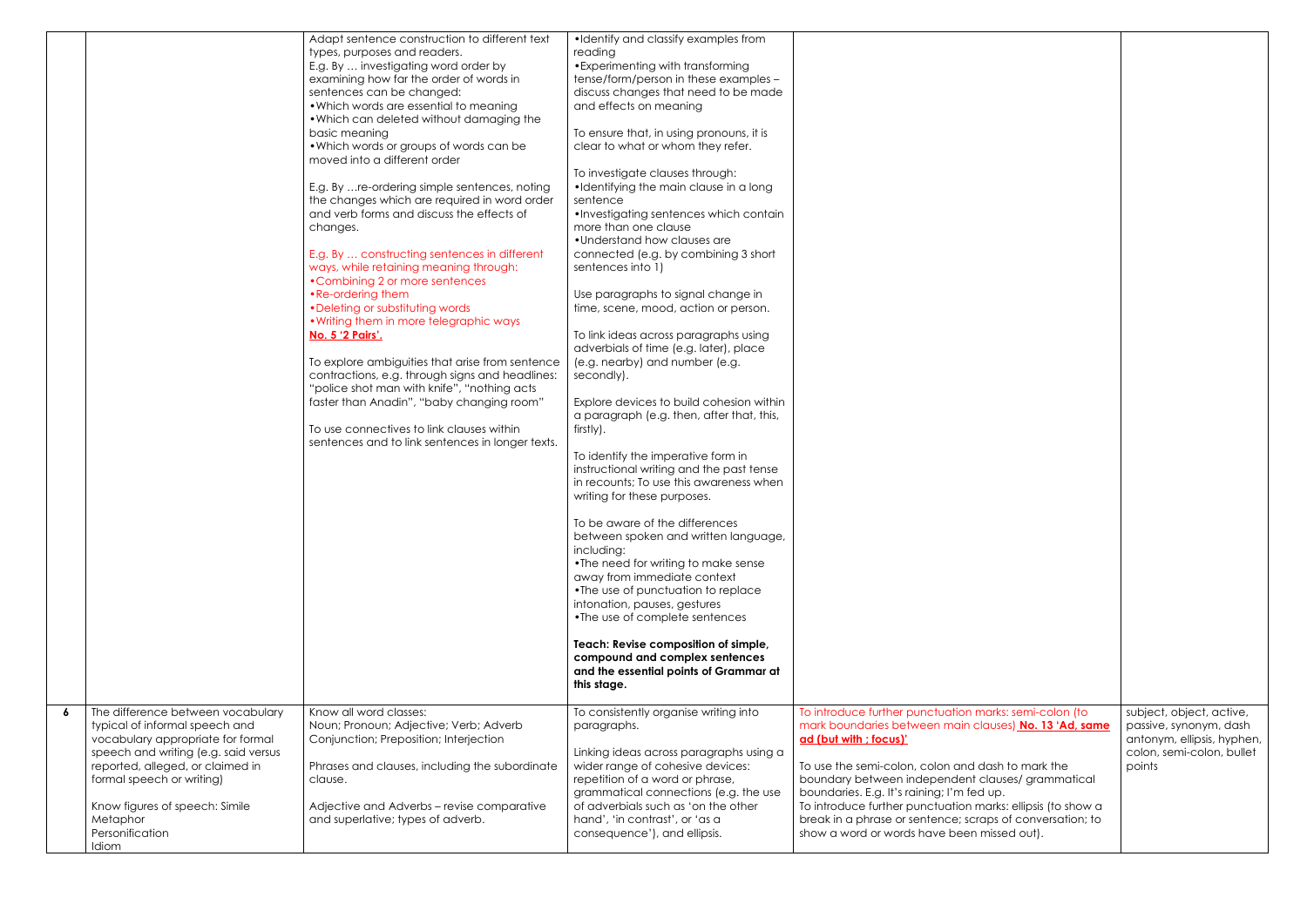| | | | | | |
|---|---|---|---|---|---|
| | | Adapt sentence construction to different text types, purposes and readers.<br>E.g. By … investigating word order by examining how far the order of words in sentences can be changed:<br>•Which words are essential to meaning<br>•Which can deleted without damaging the basic meaning<br>•Which words or groups of words can be moved into a different order<br><br>E.g. By …re-ordering simple sentences, noting the changes which are required in word order and verb forms and discuss the effects of changes.<br><br>E.g. By … constructing sentences in different ways, while retaining meaning through:<br>•Combining 2 or more sentences<br>•Re-ordering them<br>•Deleting or substituting words<br>•Writing them in more telegraphic ways<br>**No. 5 '2 Pairs'.**<br><br>To explore ambiguities that arise from sentence contractions, e.g. through signs and headlines: "police shot man with knife", "nothing acts faster than Anadin", "baby changing room"<br><br>To use connectives to link clauses within sentences and to link sentences in longer texts. | •Identify and classify examples from reading<br>•Experimenting with transforming tense/form/person in these examples – discuss changes that need to be made and effects on meaning<br><br>To ensure that, in using pronouns, it is clear to what or whom they refer.<br><br>To investigate clauses through:<br>•Identifying the main clause in a long sentence<br>•Investigating sentences which contain more than one clause<br>•Understand how clauses are connected (e.g. by combining 3 short sentences into 1)<br><br>Use paragraphs to signal change in time, scene, mood, action or person.<br><br>To link ideas across paragraphs using adverbials of time (e.g. later), place (e.g. nearby) and number (e.g. secondly).<br><br>Explore devices to build cohesion within a paragraph (e.g. then, after that, this, firstly).<br><br>To identify the imperative form in instructional writing and the past tense in recounts; To use this awareness when writing for these purposes.<br><br>To be aware of the differences between spoken and written language, including:<br>•The need for writing to make sense away from immediate context<br>•The use of punctuation to replace intonation, pauses, gestures<br>•The use of complete sentences<br><br>**Teach: Revise composition of simple, compound and complex sentences and the essential points of Grammar at this stage.** | | |
| **6** | The difference between vocabulary typical of informal speech and vocabulary appropriate for formal speech and writing (e.g. said versus reported, alleged, or claimed in formal speech or writing)<br><br>Know figures of speech: Simile<br>Metaphor<br>Personification<br>Idiom | Know all word classes:<br>Noun; Pronoun; Adjective; Verb; Adverb<br>Conjunction; Preposition; Interjection<br><br>Phrases and clauses, including the subordinate clause.<br><br>Adjective and Adverbs – revise comparative and superlative; types of adverb. | To consistently organise writing into paragraphs.<br><br>Linking ideas across paragraphs using a wider range of cohesive devices: repetition of a word or phrase, grammatical connections (e.g. the use of adverbials such as 'on the other hand', 'in contrast', or 'as a consequence'), and ellipsis. | To introduce further punctuation marks: semi-colon (to mark boundaries between main clauses) **No. 13 'Ad, same ad (but with ; focus)'**<br><br>To use the semi-colon, colon and dash to mark the boundary between independent clauses/ grammatical boundaries. E.g. It's raining; I'm fed up.<br>To introduce further punctuation marks: ellipsis (to show a break in a phrase or sentence; scraps of conversation; to show a word or words have been missed out). | subject, object, active, passive, synonym, dash antonym, ellipsis, hyphen, colon, semi-colon, bullet points |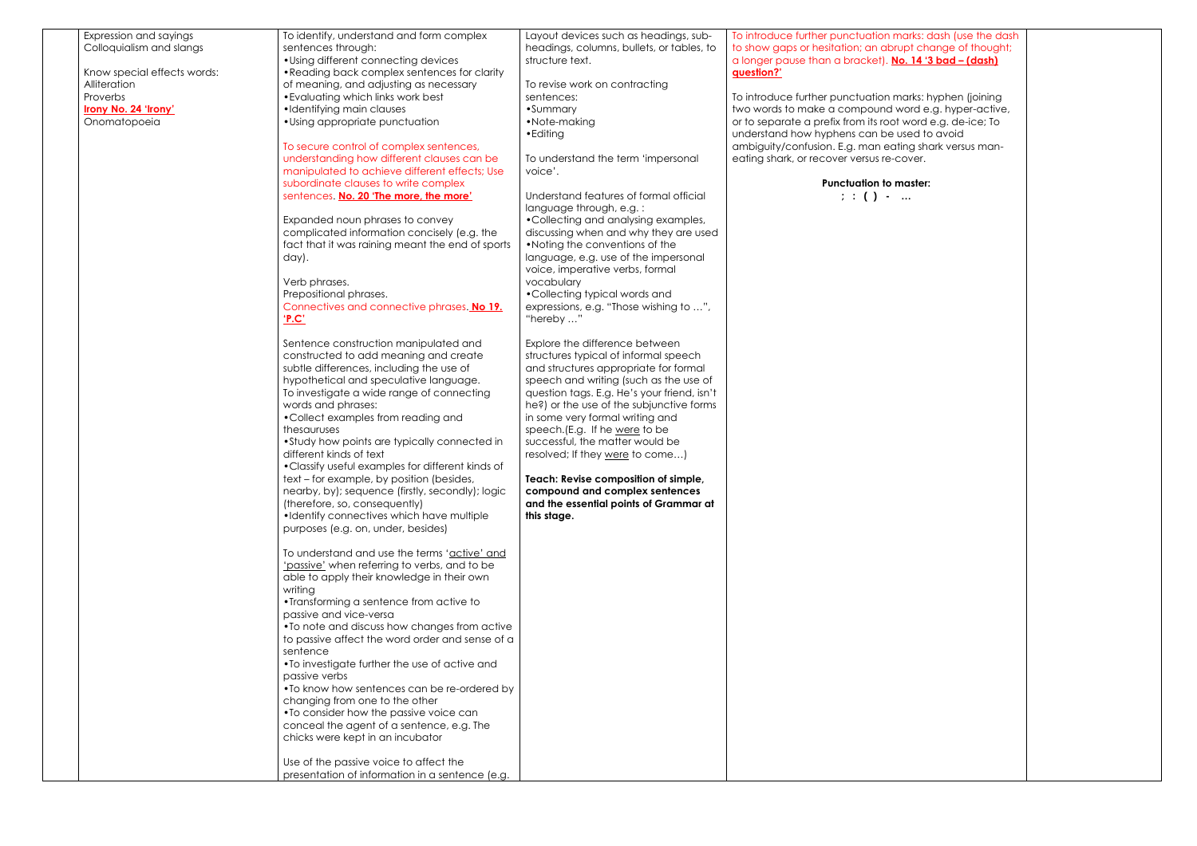| | | | | | |
|---|---|---|---|---|---|
| | Expression and sayings<br>Colloquialism and slangs<br><br>Know special effects words:<br>Alliteration<br>Proverbs<br>**Irony No. 24 'Irony'**<br>Onomatopoeia | To identify, understand and form complex sentences through:<br>•Using different connecting devices<br>•Reading back complex sentences for clarity of meaning, and adjusting as necessary<br>•Evaluating which links work best<br>•Identifying main clauses<br>•Using appropriate punctuation<br><br>To secure control of complex sentences, understanding how different clauses can be manipulated to achieve different effects; Use subordinate clauses to write complex sentences. **No. 20 'The more, the more'**<br><br>Expanded noun phrases to convey complicated information concisely (e.g. the fact that it was raining meant the end of sports day).<br><br>Verb phrases.<br>Prepositional phrases.<br>Connectives and connective phrases. **No 19. 'P.C'**<br><br>Sentence construction manipulated and constructed to add meaning and create subtle differences, including the use of hypothetical and speculative language.<br>To investigate a wide range of connecting words and phrases:<br>•Collect examples from reading and thesauruses<br>•Study how points are typically connected in different kinds of text<br>•Classify useful examples for different kinds of text – for example, by position (besides, nearby, by); sequence (firstly, secondly); logic (therefore, so, consequently)<br>•Identify connectives which have multiple purposes (e.g. on, under, besides)<br><br>To understand and use the terms 'active' and 'passive' when referring to verbs, and to be able to apply their knowledge in their own writing<br>•Transforming a sentence from active to passive and vice-versa<br>•To note and discuss how changes from active to passive affect the word order and sense of a sentence<br>•To investigate further the use of active and passive verbs<br>•To know how sentences can be re-ordered by changing from one to the other<br>•To consider how the passive voice can conceal the agent of a sentence, e.g. The chicks were kept in an incubator<br><br>Use of the passive voice to affect the presentation of information in a sentence (e.g. | Layout devices such as headings, sub-headings, columns, bullets, or tables, to structure text.<br><br>To revise work on contracting sentences:<br>•Summary<br>•Note-making<br>•Editing<br><br>To understand the term 'impersonal voice'.<br><br>Understand features of formal official language through, e.g. :<br>•Collecting and analysing examples, discussing when and why they are used<br>•Noting the conventions of the language, e.g. use of the impersonal voice, imperative verbs, formal vocabulary<br>•Collecting typical words and expressions, e.g. "Those wishing to …", "hereby …"<br><br>Explore the difference between structures typical of informal speech and structures appropriate for formal speech and writing (such as the use of question tags. E.g. He's your friend, isn't he?) or the use of the subjunctive forms in some very formal writing and speech.(E.g. If he were to be successful, the matter would be resolved; If they were to come…)<br><br>**Teach: Revise composition of simple, compound and complex sentences and the essential points of Grammar at this stage.** | To introduce further punctuation marks: dash (use the dash to show gaps or hesitation; an abrupt change of thought; a longer pause than a bracket). **No. 14 '3 bad – (dash) question?'**<br><br>To introduce further punctuation marks: hyphen (joining two words to make a compound word e.g. hyper-active, or to separate a prefix from its root word e.g. de-ice; To understand how hyphens can be used to avoid ambiguity/confusion. E.g. man eating shark versus man-eating shark, or recover versus re-cover.<br><br>**Punctuation to master:**<br>**; : ( ) - …** | |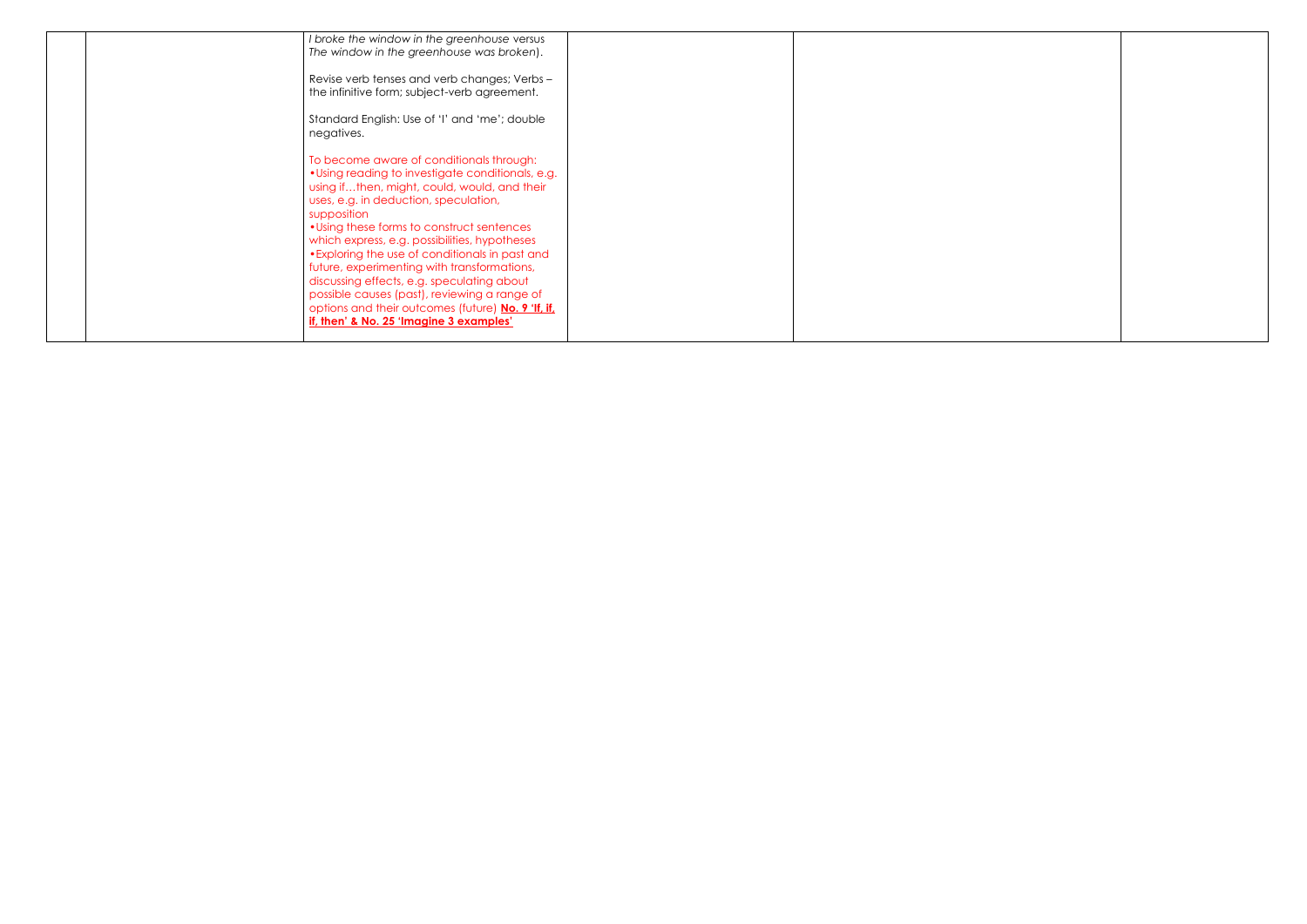| | | | | | |
|---|---|---|---|---|---|
| | | *I broke the window in the greenhouse* versus *The window in the greenhouse was broken*).<br><br>Revise verb tenses and verb changes; Verbs – the infinitive form; subject-verb agreement.<br><br>Standard English: Use of 'I' and 'me'; double negatives.<br><br>To become aware of conditionals through:<br>•Using reading to investigate conditionals, e.g. using if…then, might, could, would, and their uses, e.g. in deduction, speculation, supposition<br>•Using these forms to construct sentences which express, e.g. possibilities, hypotheses<br>•Exploring the use of conditionals in past and future, experimenting with transformations, discussing effects, e.g. speculating about possible causes (past), reviewing a range of options and their outcomes (future) **No. 9 'If, if, if, then' & No. 25 'Imagine 3 examples'** | | | |